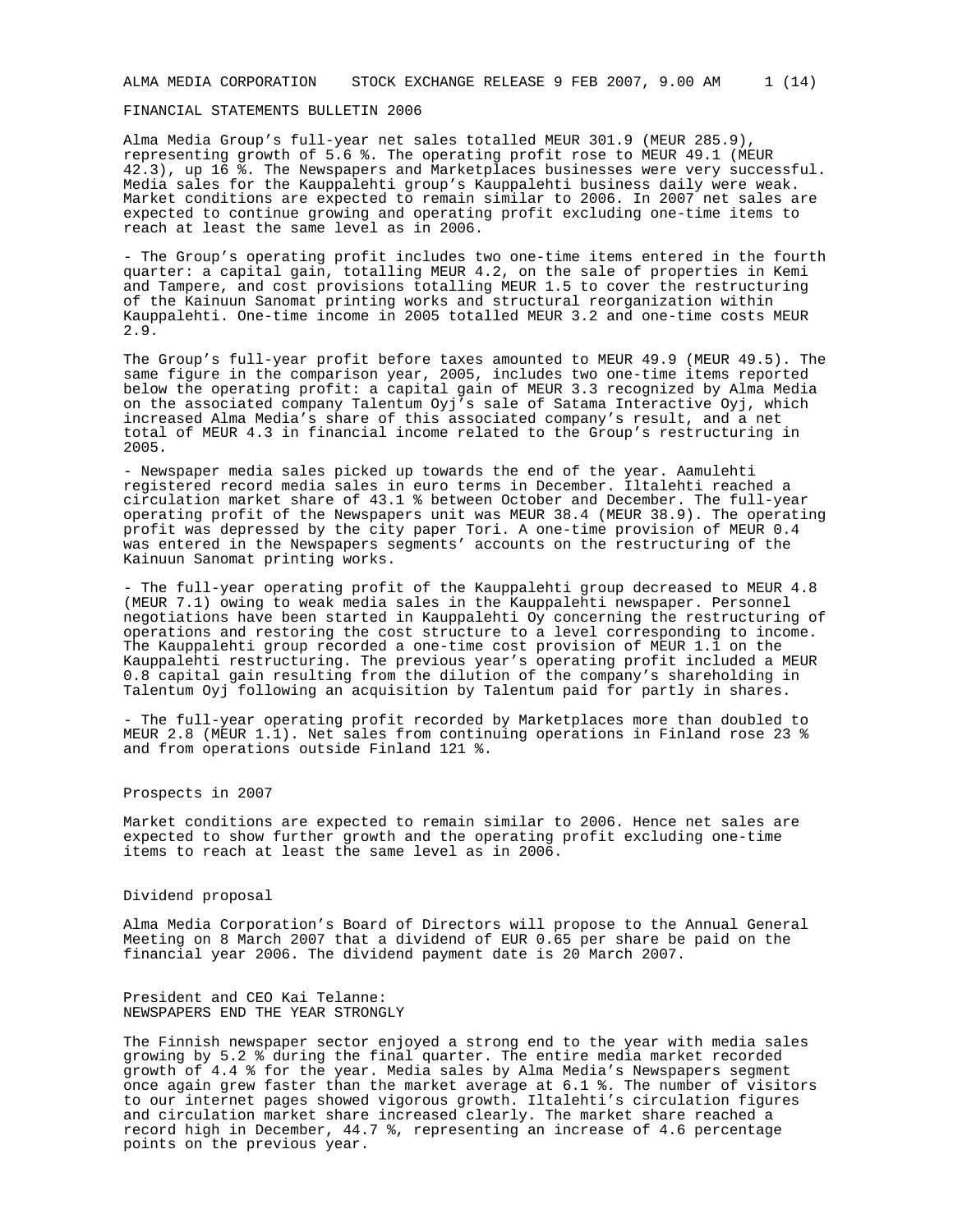ALMA MEDIA CORPORATION STOCK EXCHANGE RELEASE 9 FEB 2007, 9.00 AM

# FINANCIAL STATEMENTS BULLETIN 2006

Alma Media Group's full-year net sales totalled MEUR 301.9 (MEUR 285.9), representing growth of 5.6 %. The operating profit rose to MEUR 49.1 (MEUR 42.3), up 16 %. The Newspapers and Marketplaces businesses were very successful. Media sales for the Kauppalehti group's Kauppalehti business daily were weak. Market conditions are expected to remain similar to 2006. In 2007 net sales are expected to continue growing and operating profit excluding one-time items to reach at least the same level as in 2006.

- The Group's operating profit includes two one-time items entered in the fourth quarter: a capital gain, totalling MEUR 4.2, on the sale of properties in Kemi and Tampere, and cost provisions totalling MEUR 1.5 to cover the restructuring of the Kainuun Sanomat printing works and structural reorganization within Kauppalehti. One-time income in 2005 totalled MEUR 3.2 and one-time costs MEUR 2.9.

The Group's full-year profit before taxes amounted to MEUR 49.9 (MEUR 49.5). The same figure in the comparison year, 2005, includes two one-time items reported below the operating profit: a capital gain of MEUR 3.3 recognized by Alma Media on the associated company Talentum Oyj's sale of Satama Interactive Oyj, which increased Alma Media's share of this associated company's result, and a net total of MEUR 4.3 in financial income related to the Group's restructuring in 2005.

- Newspaper media sales picked up towards the end of the year. Aamulehti registered record media sales in euro terms in December. Iltalehti reached a circulation market share of 43.1 % between October and December. The full-year operating profit of the Newspapers unit was MEUR 38.4 (MEUR 38.9). The operating profit was depressed by the city paper Tori. A one-time provision of MEUR 0.4 was entered in the Newspapers segments' accounts on the restructuring of the Kainuun Sanomat printing works.

- The full-year operating profit of the Kauppalehti group decreased to MEUR 4.8 (MEUR 7.1) owing to weak media sales in the Kauppalehti newspaper. Personnel negotiations have been started in Kauppalehti Oy concerning the restructuring of operations and restoring the cost structure to a level corresponding to income. The Kauppalehti group recorded a one-time cost provision of MEUR 1.1 on the Kauppalehti restructuring. The previous year's operating profit included a MEUR 0.8 capital gain resulting from the dilution of the company's shareholding in Talentum Oyj following an acquisition by Talentum paid for partly in shares.

- The full-year operating profit recorded by Marketplaces more than doubled to MEUR 2.8 (MEUR 1.1). Net sales from continuing operations in Finland rose 23 % and from operations outside Finland 121 %.

## Prospects in 2007

Market conditions are expected to remain similar to 2006. Hence net sales are expected to show further growth and the operating profit excluding one-time items to reach at least the same level as in 2006.

## Dividend proposal

Alma Media Corporation's Board of Directors will propose to the Annual General Meeting on 8 March 2007 that a dividend of EUR 0.65 per share be paid on the financial year 2006. The dividend payment date is 20 March 2007.

## President and CEO Kai Telanne:
## NEWSPAPERS END THE YEAR STRONGLY

The Finnish newspaper sector enjoyed a strong end to the year with media sales growing by 5.2 % during the final quarter. The entire media market recorded growth of 4.4 % for the year. Media sales by Alma Media's Newspapers segment once again grew faster than the market average at 6.1 %. The number of visitors to our internet pages showed vigorous growth. Iltalehti's circulation figures and circulation market share increased clearly. The market share reached a record high in December, 44.7 %, representing an increase of 4.6 percentage points on the previous year.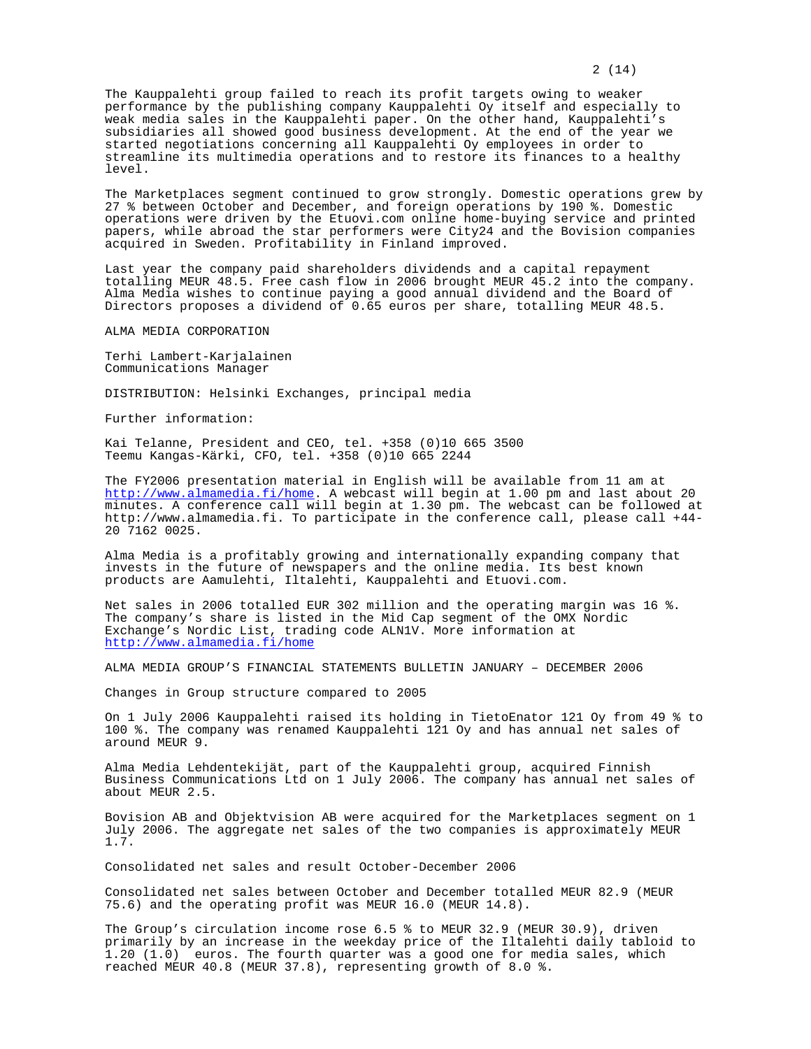The Kauppalehti group failed to reach its profit targets owing to weaker performance by the publishing company Kauppalehti Oy itself and especially to weak media sales in the Kauppalehti paper. On the other hand, Kauppalehti's subsidiaries all showed good business development. At the end of the year we started negotiations concerning all Kauppalehti Oy employees in order to streamline its multimedia operations and to restore its finances to a healthy level.

The Marketplaces segment continued to grow strongly. Domestic operations grew by 27 % between October and December, and foreign operations by 190 %. Domestic operations were driven by the Etuovi.com online home-buying service and printed papers, while abroad the star performers were City24 and the Bovision companies acquired in Sweden. Profitability in Finland improved.

Last year the company paid shareholders dividends and a capital repayment totalling MEUR 48.5. Free cash flow in 2006 brought MEUR 45.2 into the company. Alma Media wishes to continue paying a good annual dividend and the Board of Directors proposes a dividend of 0.65 euros per share, totalling MEUR 48.5.

ALMA MEDIA CORPORATION

Terhi Lambert-Karjalainen
Communications Manager

DISTRIBUTION: Helsinki Exchanges, principal media

Further information:

Kai Telanne, President and CEO, tel. +358 (0)10 665 3500
Teemu Kangas-Kärki, CFO, tel. +358 (0)10 665 2244

The FY2006 presentation material in English will be available from 11 am at http://www.almamedia.fi/home. A webcast will begin at 1.00 pm and last about 20 minutes. A conference call will begin at 1.30 pm. The webcast can be followed at http://www.almamedia.fi. To participate in the conference call, please call +44-20 7162 0025.

Alma Media is a profitably growing and internationally expanding company that invests in the future of newspapers and the online media. Its best known products are Aamulehti, Iltalehti, Kauppalehti and Etuovi.com.

Net sales in 2006 totalled EUR 302 million and the operating margin was 16 %. The company's share is listed in the Mid Cap segment of the OMX Nordic Exchange's Nordic List, trading code ALN1V. More information at http://www.almamedia.fi/home

## ALMA MEDIA GROUP'S FINANCIAL STATEMENTS BULLETIN JANUARY – DECEMBER 2006

### Changes in Group structure compared to 2005

On 1 July 2006 Kauppalehti raised its holding in TietoEnator 121 Oy from 49 % to 100 %. The company was renamed Kauppalehti 121 Oy and has annual net sales of around MEUR 9.

Alma Media Lehdentekijät, part of the Kauppalehti group, acquired Finnish Business Communications Ltd on 1 July 2006. The company has annual net sales of about MEUR 2.5.

Bovision AB and Objektvision AB were acquired for the Marketplaces segment on 1 July 2006. The aggregate net sales of the two companies is approximately MEUR 1.7.

### Consolidated net sales and result October-December 2006

Consolidated net sales between October and December totalled MEUR 82.9 (MEUR 75.6) and the operating profit was MEUR 16.0 (MEUR 14.8).

The Group's circulation income rose 6.5 % to MEUR 32.9 (MEUR 30.9), driven primarily by an increase in the weekday price of the Iltalehti daily tabloid to 1.20 (1.0) euros. The fourth quarter was a good one for media sales, which reached MEUR 40.8 (MEUR 37.8), representing growth of 8.0 %.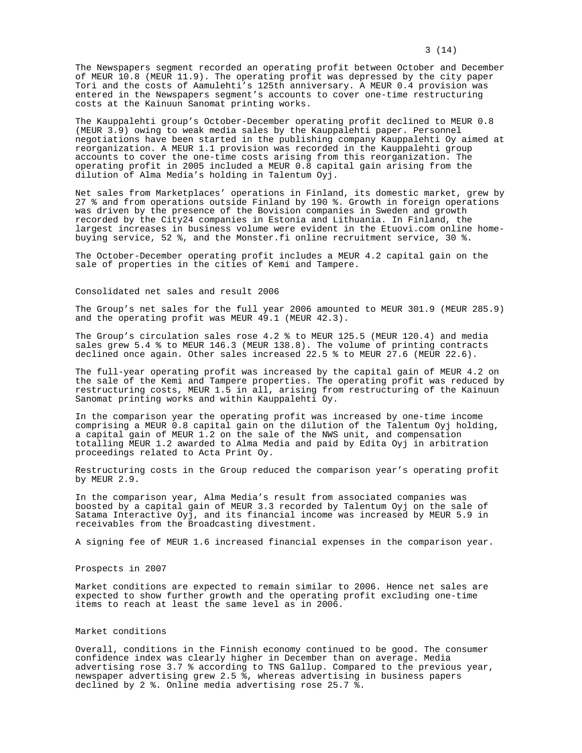The Newspapers segment recorded an operating profit between October and December of MEUR 10.8 (MEUR 11.9). The operating profit was depressed by the city paper Tori and the costs of Aamulehti's 125th anniversary. A MEUR 0.4 provision was entered in the Newspapers segment's accounts to cover one-time restructuring costs at the Kainuun Sanomat printing works.

The Kauppalehti group's October-December operating profit declined to MEUR 0.8 (MEUR 3.9) owing to weak media sales by the Kauppalehti paper. Personnel negotiations have been started in the publishing company Kauppalehti Oy aimed at reorganization. A MEUR 1.1 provision was recorded in the Kauppalehti group accounts to cover the one-time costs arising from this reorganization. The operating profit in 2005 included a MEUR 0.8 capital gain arising from the dilution of Alma Media's holding in Talentum Oyj.

Net sales from Marketplaces' operations in Finland, its domestic market, grew by 27 % and from operations outside Finland by 190 %. Growth in foreign operations was driven by the presence of the Bovision companies in Sweden and growth recorded by the City24 companies in Estonia and Lithuania. In Finland, the largest increases in business volume were evident in the Etuovi.com online home-buying service, 52 %, and the Monster.fi online recruitment service, 30 %.

The October-December operating profit includes a MEUR 4.2 capital gain on the sale of properties in the cities of Kemi and Tampere.

## Consolidated net sales and result 2006

The Group's net sales for the full year 2006 amounted to MEUR 301.9 (MEUR 285.9) and the operating profit was MEUR 49.1 (MEUR 42.3).

The Group's circulation sales rose 4.2 % to MEUR 125.5 (MEUR 120.4) and media sales grew 5.4 % to MEUR 146.3 (MEUR 138.8). The volume of printing contracts declined once again. Other sales increased 22.5 % to MEUR 27.6 (MEUR 22.6).

The full-year operating profit was increased by the capital gain of MEUR 4.2 on the sale of the Kemi and Tampere properties. The operating profit was reduced by restructuring costs, MEUR 1.5 in all, arising from restructuring of the Kainuun Sanomat printing works and within Kauppalehti Oy.

In the comparison year the operating profit was increased by one-time income comprising a MEUR 0.8 capital gain on the dilution of the Talentum Oyj holding, a capital gain of MEUR 1.2 on the sale of the NWS unit, and compensation totalling MEUR 1.2 awarded to Alma Media and paid by Edita Oyj in arbitration proceedings related to Acta Print Oy.

Restructuring costs in the Group reduced the comparison year's operating profit by MEUR 2.9.

In the comparison year, Alma Media's result from associated companies was boosted by a capital gain of MEUR 3.3 recorded by Talentum Oyj on the sale of Satama Interactive Oyj, and its financial income was increased by MEUR 5.9 in receivables from the Broadcasting divestment.

A signing fee of MEUR 1.6 increased financial expenses in the comparison year.

## Prospects in 2007

Market conditions are expected to remain similar to 2006. Hence net sales are expected to show further growth and the operating profit excluding one-time items to reach at least the same level as in 2006.

## Market conditions

Overall, conditions in the Finnish economy continued to be good. The consumer confidence index was clearly higher in December than on average. Media advertising rose 3.7 % according to TNS Gallup. Compared to the previous year, newspaper advertising grew 2.5 %, whereas advertising in business papers declined by 2 %. Online media advertising rose 25.7 %.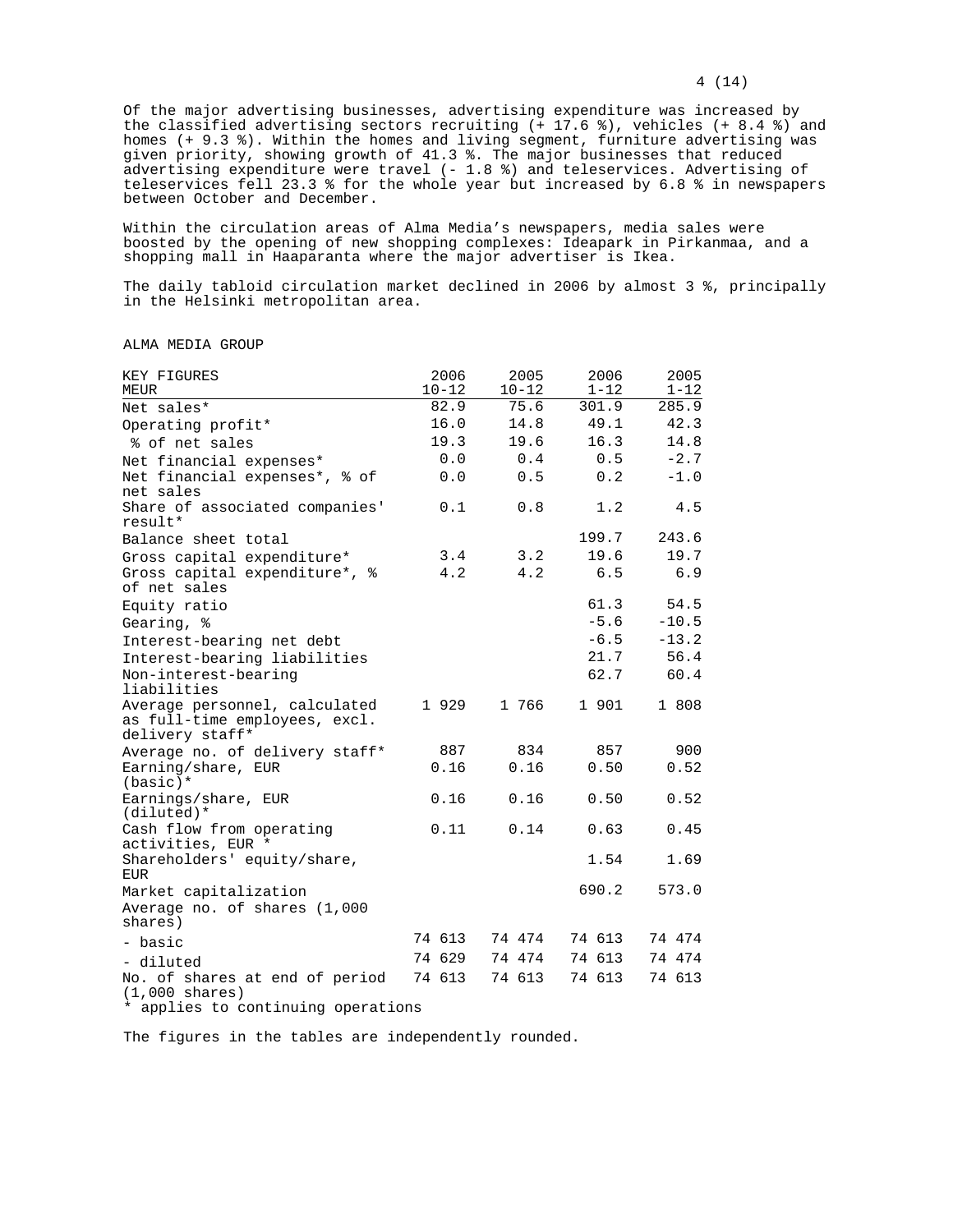Of the major advertising businesses, advertising expenditure was increased by the classified advertising sectors recruiting (+ 17.6 %), vehicles (+ 8.4 %) and homes (+ 9.3 %). Within the homes and living segment, furniture advertising was given priority, showing growth of 41.3 %. The major businesses that reduced advertising expenditure were travel (- 1.8 %) and teleservices. Advertising of teleservices fell 23.3 % for the whole year but increased by 6.8 % in newspapers between October and December.

Within the circulation areas of Alma Media's newspapers, media sales were boosted by the opening of new shopping complexes: Ideapark in Pirkanmaa, and a shopping mall in Haaparanta where the major advertiser is Ikea.

The daily tabloid circulation market declined in 2006 by almost 3 %, principally in the Helsinki metropolitan area.

ALMA MEDIA GROUP

| KEY FIGURES MEUR | 2006 10-12 | 2005 10-12 | 2006 1-12 | 2005 1-12 |
|---|---|---|---|---|
| Net sales* | 82.9 | 75.6 | 301.9 | 285.9 |
| Operating profit* | 16.0 | 14.8 | 49.1 | 42.3 |
| % of net sales | 19.3 | 19.6 | 16.3 | 14.8 |
| Net financial expenses* | 0.0 | 0.4 | 0.5 | -2.7 |
| Net financial expenses*, % of net sales | 0.0 | 0.5 | 0.2 | -1.0 |
| Share of associated companies' result* | 0.1 | 0.8 | 1.2 | 4.5 |
| Balance sheet total | | | 199.7 | 243.6 |
| Gross capital expenditure* | 3.4 | 3.2 | 19.6 | 19.7 |
| Gross capital expenditure*, % of net sales | 4.2 | 4.2 | 6.5 | 6.9 |
| Equity ratio | | | 61.3 | 54.5 |
| Gearing, % | | | -5.6 | -10.5 |
| Interest-bearing net debt | | | -6.5 | -13.2 |
| Interest-bearing liabilities | | | 21.7 | 56.4 |
| Non-interest-bearing liabilities | | | 62.7 | 60.4 |
| Average personnel, calculated as full-time employees, excl. delivery staff* | 1 929 | 1 766 | 1 901 | 1 808 |
| Average no. of delivery staff* | 887 | 834 | 857 | 900 |
| Earning/share, EUR (basic)* | 0.16 | 0.16 | 0.50 | 0.52 |
| Earnings/share, EUR (diluted)* | 0.16 | 0.16 | 0.50 | 0.52 |
| Cash flow from operating activities, EUR * | 0.11 | 0.14 | 0.63 | 0.45 |
| Shareholders' equity/share, EUR | | | 1.54 | 1.69 |
| Market capitalization | | | 690.2 | 573.0 |
| Average no. of shares (1,000 shares) | | | | |
| - basic | 74 613 | 74 474 | 74 613 | 74 474 |
| - diluted | 74 629 | 74 474 | 74 613 | 74 474 |
| No. of shares at end of period (1,000 shares) | 74 613 | 74 613 | 74 613 | 74 613 |

* applies to continuing operations

The figures in the tables are independently rounded.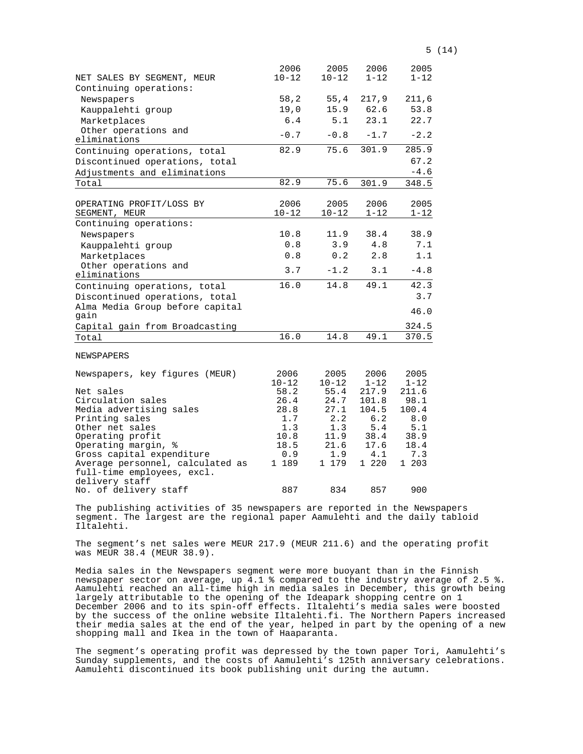| NET SALES BY SEGMENT, MEUR | 2006 10-12 | 2005 10-12 | 2006 1-12 | 2005 1-12 |
|---|---|---|---|---|
| Continuing operations: | | | | |
| Newspapers | 58,2 | 55,4 | 217,9 | 211,6 |
| Kauppalehti group | 19,0 | 15.9 | 62.6 | 53.8 |
| Marketplaces | 6.4 | 5.1 | 23.1 | 22.7 |
| Other operations and eliminations | -0.7 | -0.8 | -1.7 | -2.2 |
| Continuing operations, total | 82.9 | 75.6 | 301.9 | 285.9 |
| Discontinued operations, total | | | | 67.2 |
| Adjustments and eliminations | | | | -4.6 |
| Total | 82.9 | 75.6 | 301.9 | 348.5 |

| OPERATING PROFIT/LOSS BY SEGMENT, MEUR | 2006 10-12 | 2005 10-12 | 2006 1-12 | 2005 1-12 |
|---|---|---|---|---|
| Continuing operations: | | | | |
| Newspapers | 10.8 | 11.9 | 38.4 | 38.9 |
| Kauppalehti group | 0.8 | 3.9 | 4.8 | 7.1 |
| Marketplaces | 0.8 | 0.2 | 2.8 | 1.1 |
| Other operations and eliminations | 3.7 | -1.2 | 3.1 | -4.8 |
| Continuing operations, total | 16.0 | 14.8 | 49.1 | 42.3 |
| Discontinued operations, total | | | | 3.7 |
| Alma Media Group before capital gain | | | | 46.0 |
| Capital gain from Broadcasting | | | | 324.5 |
| Total | 16.0 | 14.8 | 49.1 | 370.5 |

## NEWSPAPERS

| Newspapers, key figures (MEUR) | 2006 10-12 | 2005 10-12 | 2006 1-12 | 2005 1-12 |
|---|---|---|---|---|
| Net sales | 58.2 | 55.4 | 217.9 | 211.6 |
| Circulation sales | 26.4 | 24.7 | 101.8 | 98.1 |
| Media advertising sales | 28.8 | 27.1 | 104.5 | 100.4 |
| Printing sales | 1.7 | 2.2 | 6.2 | 8.0 |
| Other net sales | 1.3 | 1.3 | 5.4 | 5.1 |
| Operating profit | 10.8 | 11.9 | 38.4 | 38.9 |
| Operating margin, % | 18.5 | 21.6 | 17.6 | 18.4 |
| Gross capital expenditure | 0.9 | 1.9 | 4.1 | 7.3 |
| Average personnel, calculated as full-time employees, excl. delivery staff | 1 189 | 1 179 | 1 220 | 1 203 |
| No. of delivery staff | 887 | 834 | 857 | 900 |

The publishing activities of 35 newspapers are reported in the Newspapers segment. The largest are the regional paper Aamulehti and the daily tabloid Iltalehti.

The segment's net sales were MEUR 217.9 (MEUR 211.6) and the operating profit was MEUR 38.4 (MEUR 38.9).

Media sales in the Newspapers segment were more buoyant than in the Finnish newspaper sector on average, up 4.1 % compared to the industry average of 2.5 %. Aamulehti reached an all-time high in media sales in December, this growth being largely attributable to the opening of the Ideapark shopping centre on 1 December 2006 and to its spin-off effects. Iltalehti's media sales were boosted by the success of the online website Iltalehti.fi. The Northern Papers increased their media sales at the end of the year, helped in part by the opening of a new shopping mall and Ikea in the town of Haaparanta.

The segment's operating profit was depressed by the town paper Tori, Aamulehti's Sunday supplements, and the costs of Aamulehti's 125th anniversary celebrations. Aamulehti discontinued its book publishing unit during the autumn.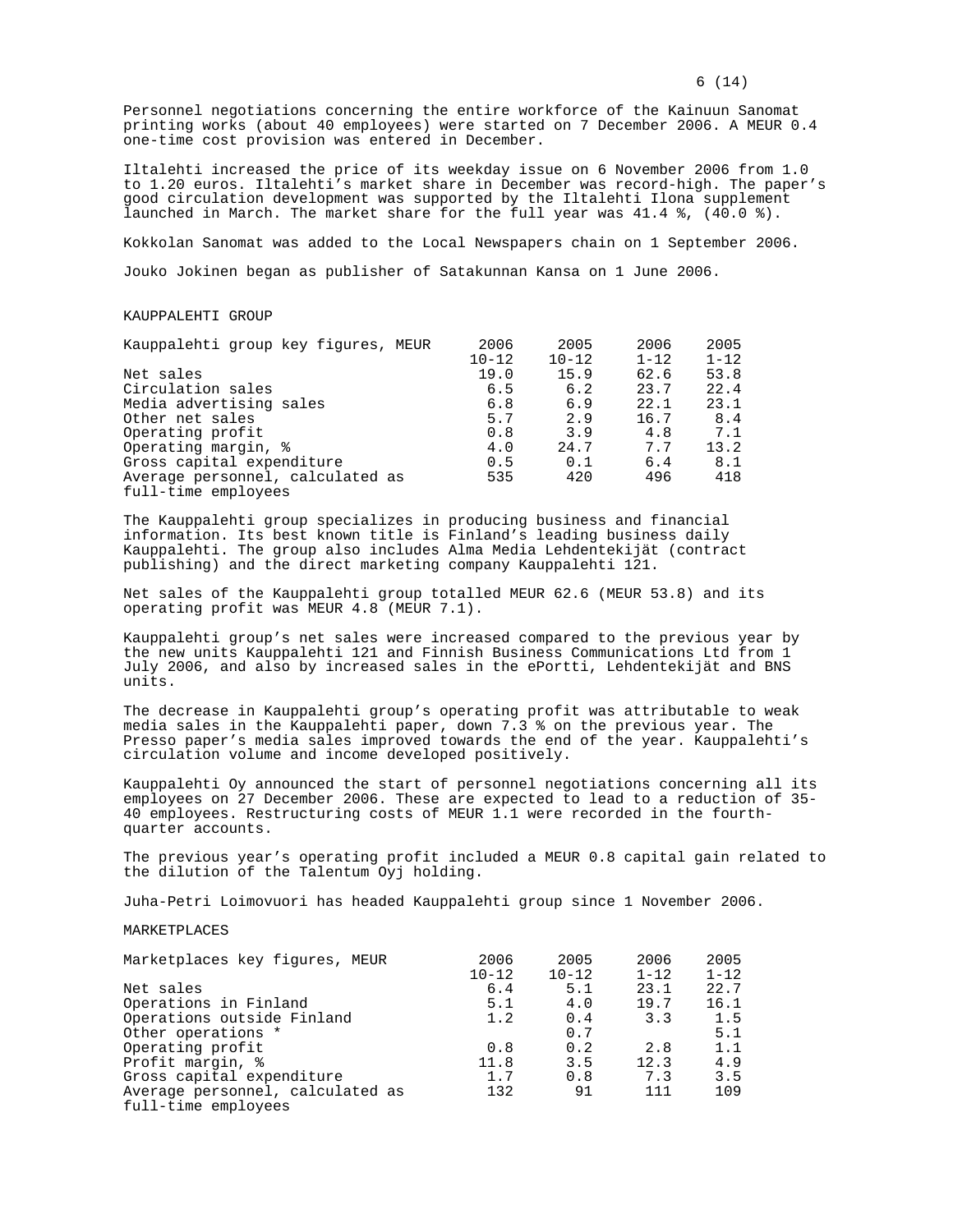Personnel negotiations concerning the entire workforce of the Kainuun Sanomat printing works (about 40 employees) were started on 7 December 2006. A MEUR 0.4 one-time cost provision was entered in December.

Iltalehti increased the price of its weekday issue on 6 November 2006 from 1.0 to 1.20 euros. Iltalehti's market share in December was record-high. The paper's good circulation development was supported by the Iltalehti Ilona supplement launched in March. The market share for the full year was 41.4 %, (40.0 %).

Kokkolan Sanomat was added to the Local Newspapers chain on 1 September 2006.

Jouko Jokinen began as publisher of Satakunnan Kansa on 1 June 2006.

## KAUPPALEHTI GROUP

| Kauppalehti group key figures, MEUR | 2006 10-12 | 2005 10-12 | 2006 1-12 | 2005 1-12 |
|---|---|---|---|---|
| Net sales | 19.0 | 15.9 | 62.6 | 53.8 |
| Circulation sales | 6.5 | 6.2 | 23.7 | 22.4 |
| Media advertising sales | 6.8 | 6.9 | 22.1 | 23.1 |
| Other net sales | 5.7 | 2.9 | 16.7 | 8.4 |
| Operating profit | 0.8 | 3.9 | 4.8 | 7.1 |
| Operating margin, % | 4.0 | 24.7 | 7.7 | 13.2 |
| Gross capital expenditure | 0.5 | 0.1 | 6.4 | 8.1 |
| Average personnel, calculated as full-time employees | 535 | 420 | 496 | 418 |

The Kauppalehti group specializes in producing business and financial information. Its best known title is Finland's leading business daily Kauppalehti. The group also includes Alma Media Lehdentekijät (contract publishing) and the direct marketing company Kauppalehti 121.

Net sales of the Kauppalehti group totalled MEUR 62.6 (MEUR 53.8) and its operating profit was MEUR 4.8 (MEUR 7.1).

Kauppalehti group's net sales were increased compared to the previous year by the new units Kauppalehti 121 and Finnish Business Communications Ltd from 1 July 2006, and also by increased sales in the ePortti, Lehdentekijät and BNS units.

The decrease in Kauppalehti group's operating profit was attributable to weak media sales in the Kauppalehti paper, down 7.3 % on the previous year. The Presso paper's media sales improved towards the end of the year. Kauppalehti's circulation volume and income developed positively.

Kauppalehti Oy announced the start of personnel negotiations concerning all its employees on 27 December 2006. These are expected to lead to a reduction of 35-40 employees. Restructuring costs of MEUR 1.1 were recorded in the fourth-quarter accounts.

The previous year's operating profit included a MEUR 0.8 capital gain related to the dilution of the Talentum Oyj holding.

Juha-Petri Loimovuori has headed Kauppalehti group since 1 November 2006.

## MARKETPLACES

| Marketplaces key figures, MEUR | 2006 10-12 | 2005 10-12 | 2006 1-12 | 2005 1-12 |
|---|---|---|---|---|
| Net sales | 6.4 | 5.1 | 23.1 | 22.7 |
| Operations in Finland | 5.1 | 4.0 | 19.7 | 16.1 |
| Operations outside Finland | 1.2 | 0.4 | 3.3 | 1.5 |
| Other operations * | | 0.7 | | 5.1 |
| Operating profit | 0.8 | 0.2 | 2.8 | 1.1 |
| Profit margin, % | 11.8 | 3.5 | 12.3 | 4.9 |
| Gross capital expenditure | 1.7 | 0.8 | 7.3 | 3.5 |
| Average personnel, calculated as full-time employees | 132 | 91 | 111 | 109 |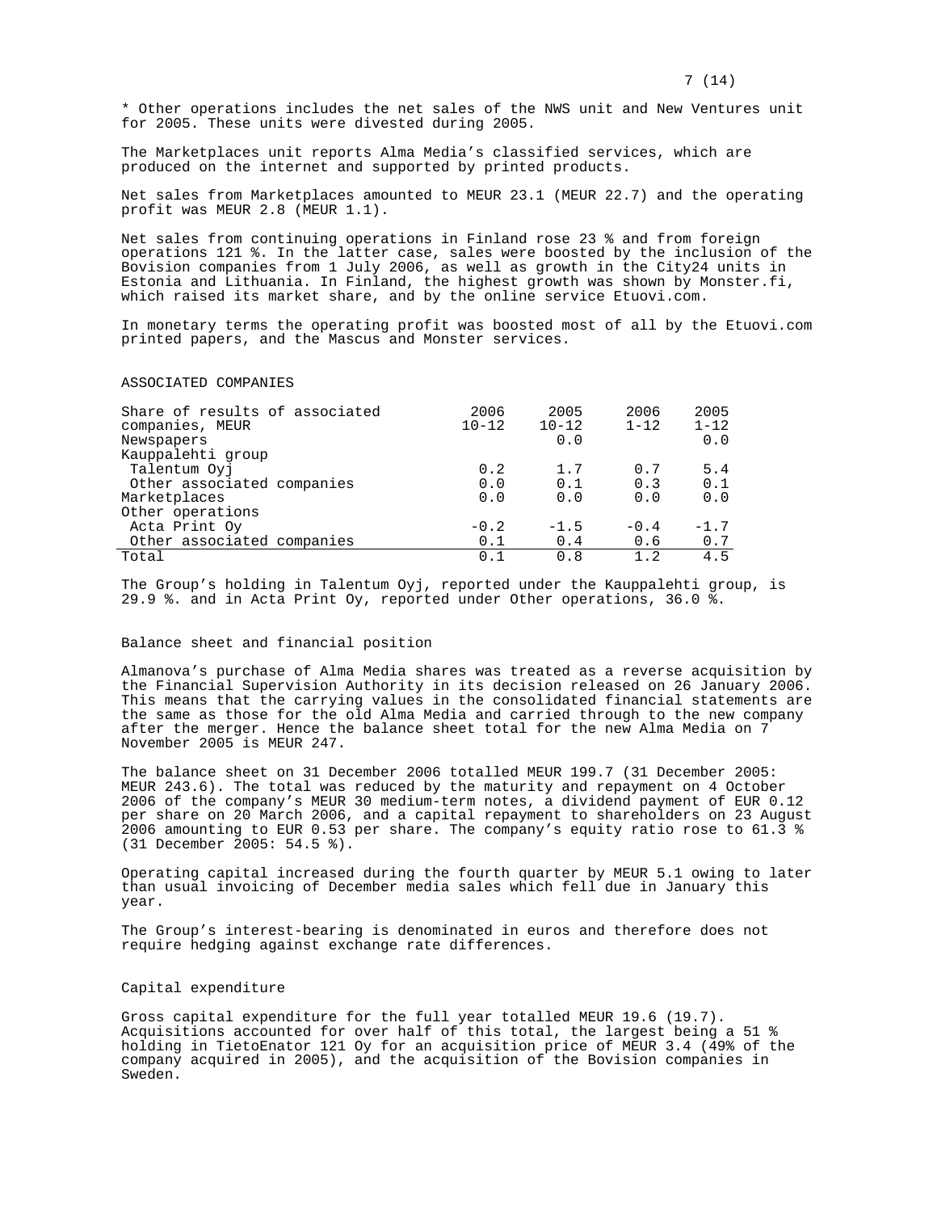* Other operations includes the net sales of the NWS unit and New Ventures unit for 2005. These units were divested during 2005.

The Marketplaces unit reports Alma Media's classified services, which are produced on the internet and supported by printed products.

Net sales from Marketplaces amounted to MEUR 23.1 (MEUR 22.7) and the operating profit was MEUR 2.8 (MEUR 1.1).

Net sales from continuing operations in Finland rose 23 % and from foreign operations 121 %. In the latter case, sales were boosted by the inclusion of the Bovision companies from 1 July 2006, as well as growth in the City24 units in Estonia and Lithuania. In Finland, the highest growth was shown by Monster.fi, which raised its market share, and by the online service Etuovi.com.

In monetary terms the operating profit was boosted most of all by the Etuovi.com printed papers, and the Mascus and Monster services.

ASSOCIATED COMPANIES

| Share of results of associated companies, MEUR | 2006 10-12 | 2005 10-12 | 2006 1-12 | 2005 1-12 |
|---|---|---|---|---|
| Newspapers | | 0.0 | | 0.0 |
| Kauppalehti group | | | | |
| Talentum Oyj | 0.2 | 1.7 | 0.7 | 5.4 |
| Other associated companies | 0.0 | 0.1 | 0.3 | 0.1 |
| Marketplaces | 0.0 | 0.0 | 0.0 | 0.0 |
| Other operations | | | | |
| Acta Print Oy | -0.2 | -1.5 | -0.4 | -1.7 |
| Other associated companies | 0.1 | 0.4 | 0.6 | 0.7 |
| Total | 0.1 | 0.8 | 1.2 | 4.5 |

The Group's holding in Talentum Oyj, reported under the Kauppalehti group, is 29.9 %. and in Acta Print Oy, reported under Other operations, 36.0 %.

Balance sheet and financial position

Almanova's purchase of Alma Media shares was treated as a reverse acquisition by the Financial Supervision Authority in its decision released on 26 January 2006. This means that the carrying values in the consolidated financial statements are the same as those for the old Alma Media and carried through to the new company after the merger. Hence the balance sheet total for the new Alma Media on 7 November 2005 is MEUR 247.

The balance sheet on 31 December 2006 totalled MEUR 199.7 (31 December 2005: MEUR 243.6). The total was reduced by the maturity and repayment on 4 October 2006 of the company's MEUR 30 medium-term notes, a dividend payment of EUR 0.12 per share on 20 March 2006, and a capital repayment to shareholders on 23 August 2006 amounting to EUR 0.53 per share. The company's equity ratio rose to 61.3 % (31 December 2005: 54.5 %).

Operating capital increased during the fourth quarter by MEUR 5.1 owing to later than usual invoicing of December media sales which fell due in January this year.

The Group's interest-bearing is denominated in euros and therefore does not require hedging against exchange rate differences.

Capital expenditure

Gross capital expenditure for the full year totalled MEUR 19.6 (19.7). Acquisitions accounted for over half of this total, the largest being a 51 % holding in TietoEnator 121 Oy for an acquisition price of MEUR 3.4 (49% of the company acquired in 2005), and the acquisition of the Bovision companies in Sweden.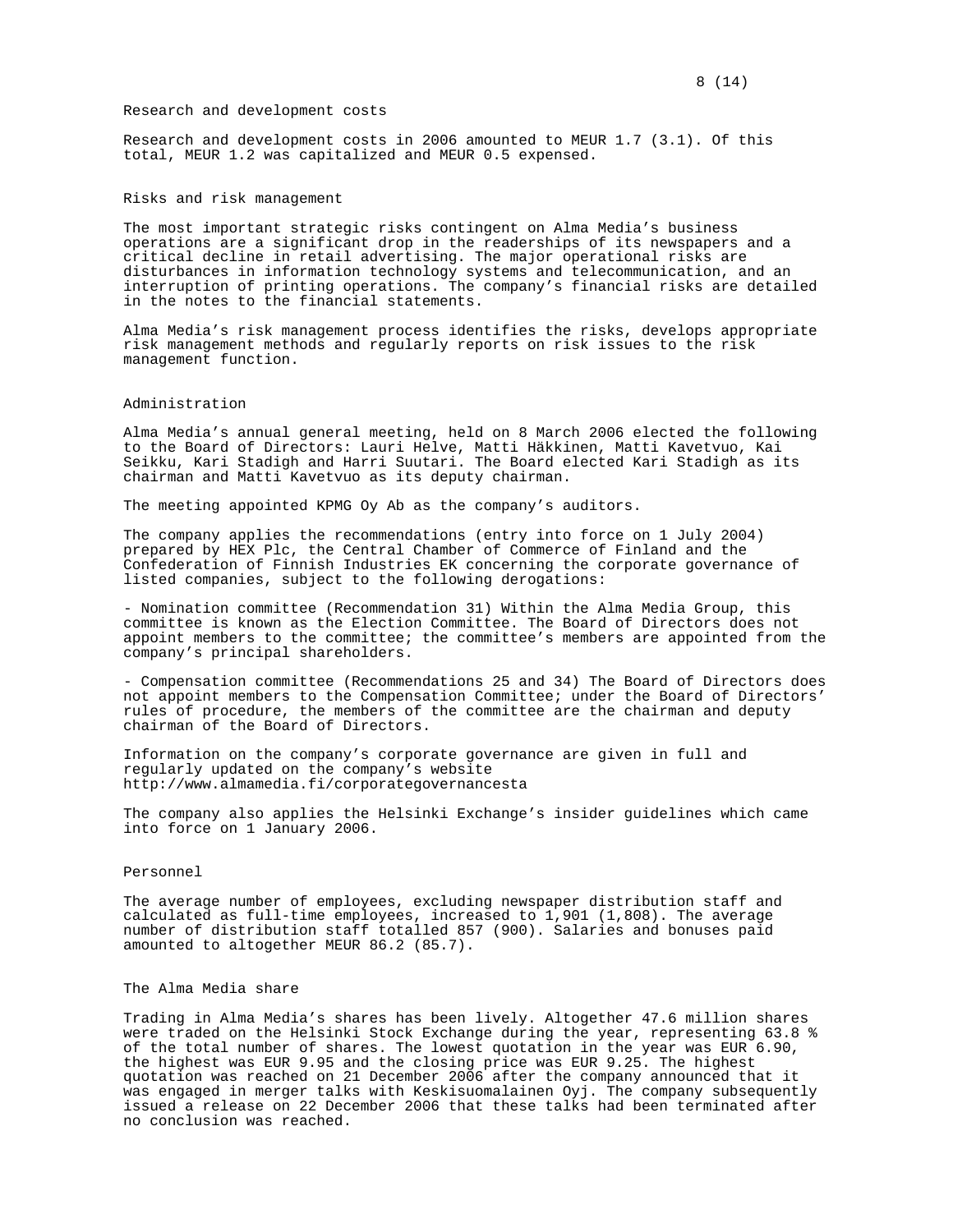## Research and development costs

Research and development costs in 2006 amounted to MEUR 1.7 (3.1). Of this total, MEUR 1.2 was capitalized and MEUR 0.5 expensed.

## Risks and risk management

The most important strategic risks contingent on Alma Media's business operations are a significant drop in the readerships of its newspapers and a critical decline in retail advertising. The major operational risks are disturbances in information technology systems and telecommunication, and an interruption of printing operations. The company's financial risks are detailed in the notes to the financial statements.

Alma Media's risk management process identifies the risks, develops appropriate risk management methods and regularly reports on risk issues to the risk management function.

## Administration

Alma Media's annual general meeting, held on 8 March 2006 elected the following to the Board of Directors: Lauri Helve, Matti Häkkinen, Matti Kavetvuo, Kai Seikku, Kari Stadigh and Harri Suutari. The Board elected Kari Stadigh as its chairman and Matti Kavetvuo as its deputy chairman.

The meeting appointed KPMG Oy Ab as the company's auditors.

The company applies the recommendations (entry into force on 1 July 2004) prepared by HEX Plc, the Central Chamber of Commerce of Finland and the Confederation of Finnish Industries EK concerning the corporate governance of listed companies, subject to the following derogations:

- Nomination committee (Recommendation 31) Within the Alma Media Group, this committee is known as the Election Committee. The Board of Directors does not appoint members to the committee; the committee's members are appointed from the company's principal shareholders.

- Compensation committee (Recommendations 25 and 34) The Board of Directors does not appoint members to the Compensation Committee; under the Board of Directors' rules of procedure, the members of the committee are the chairman and deputy chairman of the Board of Directors.

Information on the company's corporate governance are given in full and regularly updated on the company's website http://www.almamedia.fi/corporategovernancesta

The company also applies the Helsinki Exchange's insider guidelines which came into force on 1 January 2006.

## Personnel

The average number of employees, excluding newspaper distribution staff and calculated as full-time employees, increased to 1,901 (1,808). The average number of distribution staff totalled 857 (900). Salaries and bonuses paid amounted to altogether MEUR 86.2 (85.7).

## The Alma Media share

Trading in Alma Media's shares has been lively. Altogether 47.6 million shares were traded on the Helsinki Stock Exchange during the year, representing 63.8 % of the total number of shares. The lowest quotation in the year was EUR 6.90, the highest was EUR 9.95 and the closing price was EUR 9.25. The highest quotation was reached on 21 December 2006 after the company announced that it was engaged in merger talks with Keskisuomalainen Oyj. The company subsequently issued a release on 22 December 2006 that these talks had been terminated after no conclusion was reached.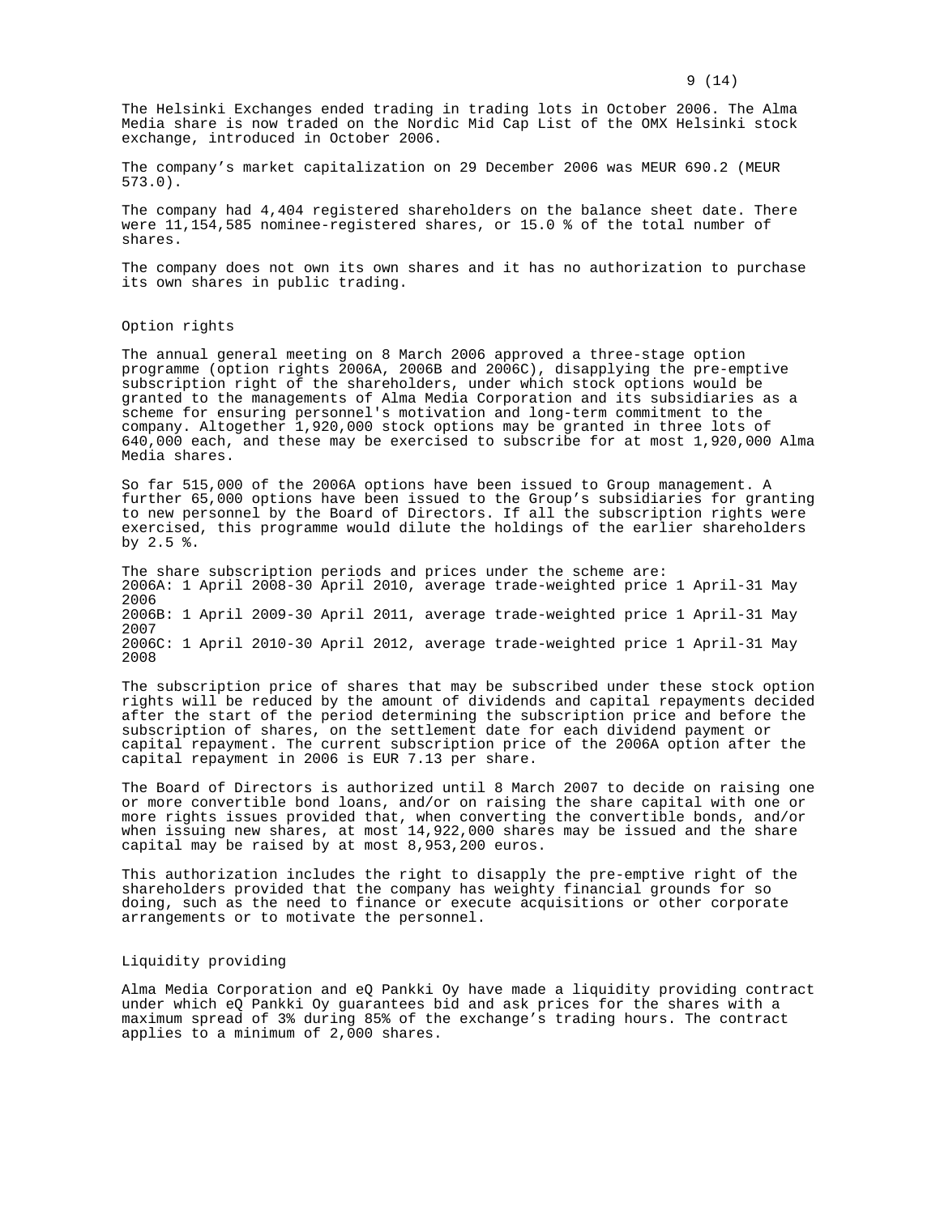The Helsinki Exchanges ended trading in trading lots in October 2006. The Alma Media share is now traded on the Nordic Mid Cap List of the OMX Helsinki stock exchange, introduced in October 2006.

The company's market capitalization on 29 December 2006 was MEUR 690.2 (MEUR 573.0).

The company had 4,404 registered shareholders on the balance sheet date. There were 11,154,585 nominee-registered shares, or 15.0 % of the total number of shares.

The company does not own its own shares and it has no authorization to purchase its own shares in public trading.

## Option rights

The annual general meeting on 8 March 2006 approved a three-stage option programme (option rights 2006A, 2006B and 2006C), disapplying the pre-emptive subscription right of the shareholders, under which stock options would be granted to the managements of Alma Media Corporation and its subsidiaries as a scheme for ensuring personnel's motivation and long-term commitment to the company. Altogether 1,920,000 stock options may be granted in three lots of 640,000 each, and these may be exercised to subscribe for at most 1,920,000 Alma Media shares.

So far 515,000 of the 2006A options have been issued to Group management. A further 65,000 options have been issued to the Group's subsidiaries for granting to new personnel by the Board of Directors. If all the subscription rights were exercised, this programme would dilute the holdings of the earlier shareholders by 2.5 %.

The share subscription periods and prices under the scheme are:
2006A: 1 April 2008-30 April 2010, average trade-weighted price 1 April-31 May 2006
2006B: 1 April 2009-30 April 2011, average trade-weighted price 1 April-31 May 2007
2006C: 1 April 2010-30 April 2012, average trade-weighted price 1 April-31 May 2008

The subscription price of shares that may be subscribed under these stock option rights will be reduced by the amount of dividends and capital repayments decided after the start of the period determining the subscription price and before the subscription of shares, on the settlement date for each dividend payment or capital repayment. The current subscription price of the 2006A option after the capital repayment in 2006 is EUR 7.13 per share.

The Board of Directors is authorized until 8 March 2007 to decide on raising one or more convertible bond loans, and/or on raising the share capital with one or more rights issues provided that, when converting the convertible bonds, and/or when issuing new shares, at most 14,922,000 shares may be issued and the share capital may be raised by at most 8,953,200 euros.

This authorization includes the right to disapply the pre-emptive right of the shareholders provided that the company has weighty financial grounds for so doing, such as the need to finance or execute acquisitions or other corporate arrangements or to motivate the personnel.

## Liquidity providing

Alma Media Corporation and eQ Pankki Oy have made a liquidity providing contract under which eQ Pankki Oy guarantees bid and ask prices for the shares with a maximum spread of 3% during 85% of the exchange's trading hours. The contract applies to a minimum of 2,000 shares.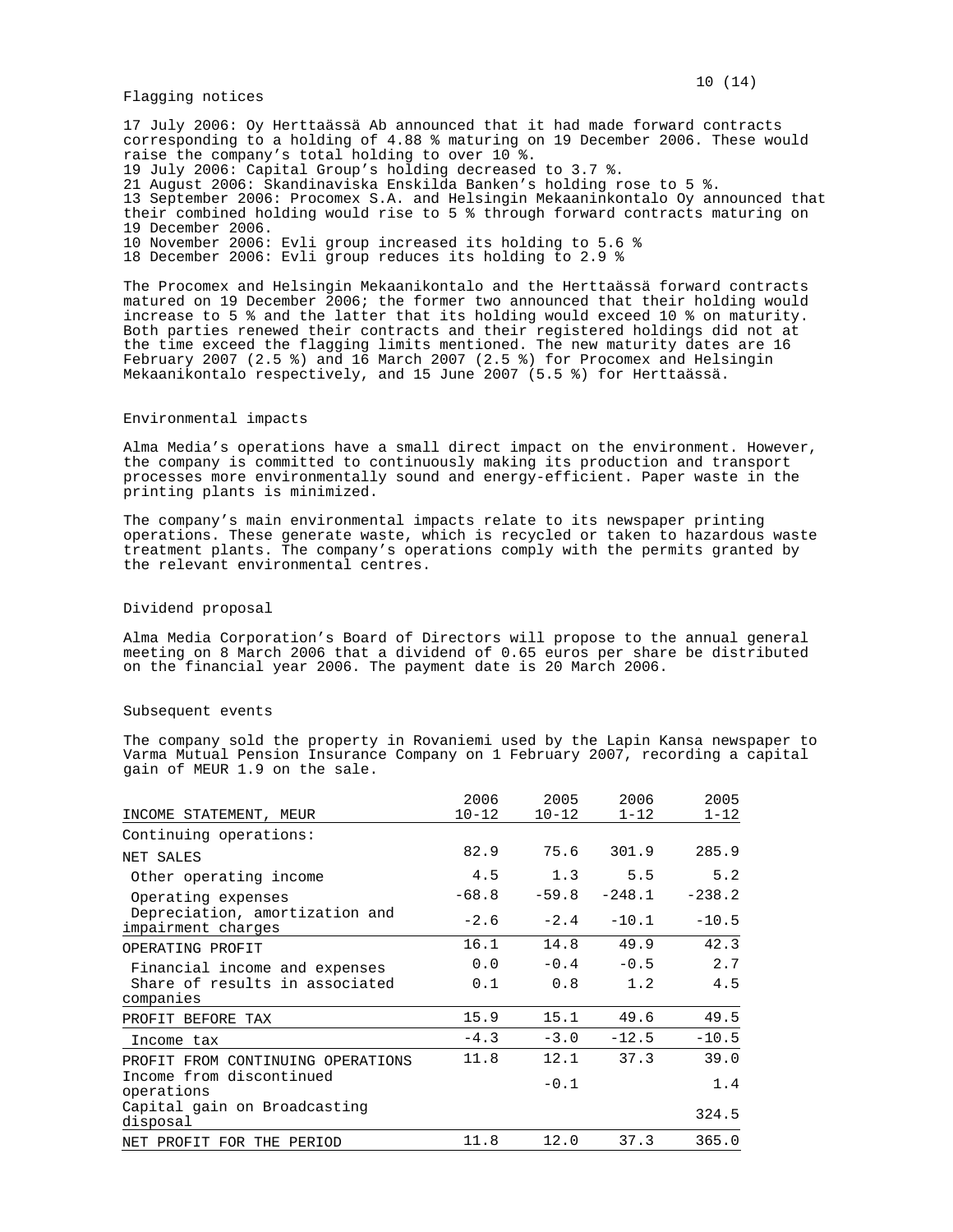## Flagging notices

17 July 2006: Oy Herttaässä Ab announced that it had made forward contracts corresponding to a holding of 4.88 % maturing on 19 December 2006. These would raise the company's total holding to over 10 %.
19 July 2006: Capital Group's holding decreased to 3.7 %.
21 August 2006: Skandinaviska Enskilda Banken's holding rose to 5 %.
13 September 2006: Procomex S.A. and Helsingin Mekaaninkontalo Oy announced that their combined holding would rise to 5 % through forward contracts maturing on 19 December 2006.
10 November 2006: Evli group increased its holding to 5.6 %
18 December 2006: Evli group reduces its holding to 2.9 %

The Procomex and Helsingin Mekaanikontalo and the Herttaässä forward contracts matured on 19 December 2006; the former two announced that their holding would increase to 5 % and the latter that its holding would exceed 10 % on maturity. Both parties renewed their contracts and their registered holdings did not at the time exceed the flagging limits mentioned. The new maturity dates are 16 February 2007 (2.5 %) and 16 March 2007 (2.5 %) for Procomex and Helsingin Mekaanikontalo respectively, and 15 June 2007 (5.5 %) for Herttaässä.

## Environmental impacts

Alma Media's operations have a small direct impact on the environment. However, the company is committed to continuously making its production and transport processes more environmentally sound and energy-efficient. Paper waste in the printing plants is minimized.

The company's main environmental impacts relate to its newspaper printing operations. These generate waste, which is recycled or taken to hazardous waste treatment plants. The company's operations comply with the permits granted by the relevant environmental centres.

## Dividend proposal

Alma Media Corporation's Board of Directors will propose to the annual general meeting on 8 March 2006 that a dividend of 0.65 euros per share be distributed on the financial year 2006. The payment date is 20 March 2006.

## Subsequent events

The company sold the property in Rovaniemi used by the Lapin Kansa newspaper to Varma Mutual Pension Insurance Company on 1 February 2007, recording a capital gain of MEUR 1.9 on the sale.

| INCOME STATEMENT, MEUR | 2006 10-12 | 2005 10-12 | 2006 1-12 | 2005 1-12 |
|---|---|---|---|---|
| Continuing operations: | | | | |
| NET SALES | 82.9 | 75.6 | 301.9 | 285.9 |
| Other operating income | 4.5 | 1.3 | 5.5 | 5.2 |
| Operating expenses | -68.8 | -59.8 | -248.1 | -238.2 |
| Depreciation, amortization and impairment charges | -2.6 | -2.4 | -10.1 | -10.5 |
| OPERATING PROFIT | 16.1 | 14.8 | 49.9 | 42.3 |
| Financial income and expenses | 0.0 | -0.4 | -0.5 | 2.7 |
| Share of results in associated companies | 0.1 | 0.8 | 1.2 | 4.5 |
| PROFIT BEFORE TAX | 15.9 | 15.1 | 49.6 | 49.5 |
| Income tax | -4.3 | -3.0 | -12.5 | -10.5 |
| PROFIT FROM CONTINUING OPERATIONS | 11.8 | 12.1 | 37.3 | 39.0 |
| Income from discontinued operations | | -0.1 | | 1.4 |
| Capital gain on Broadcasting disposal | | | | 324.5 |
| NET PROFIT FOR THE PERIOD | 11.8 | 12.0 | 37.3 | 365.0 |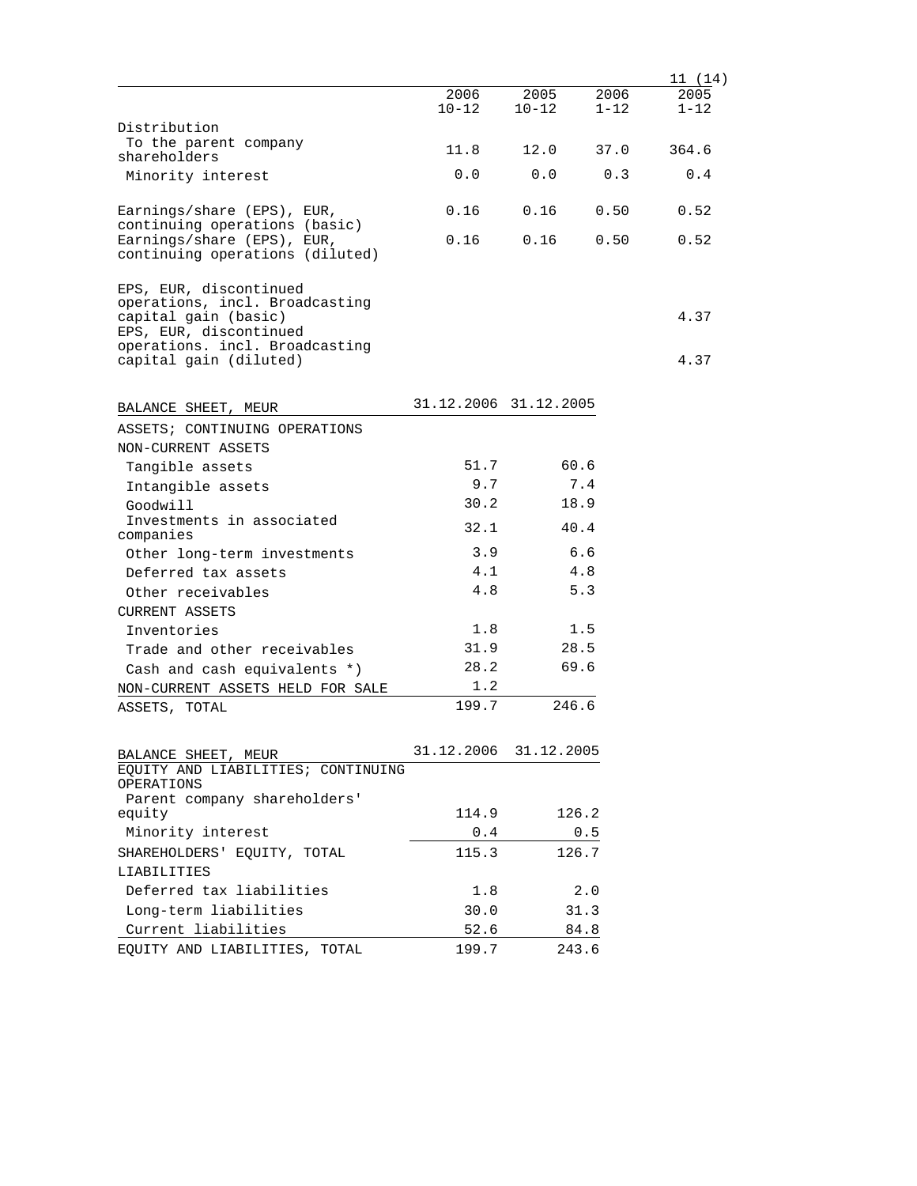| | 2006 10-12 | 2005 10-12 | 2006 1-12 | 2005 1-12 |
|---|---|---|---|---|
| Distribution | | | | |
| To the parent company shareholders | 11.8 | 12.0 | 37.0 | 364.6 |
| Minority interest | 0.0 | 0.0 | 0.3 | 0.4 |
| Earnings/share (EPS), EUR, continuing operations (basic) | 0.16 | 0.16 | 0.50 | 0.52 |
| Earnings/share (EPS), EUR, continuing operations (diluted) | 0.16 | 0.16 | 0.50 | 0.52 |
| EPS, EUR, discontinued operations, incl. Broadcasting capital gain (basic) | | | | 4.37 |
| EPS, EUR, discontinued operations. incl. Broadcasting capital gain (diluted) | | | | 4.37 |

| BALANCE SHEET, MEUR | 31.12.2006 | 31.12.2005 |
|---|---|---|
| ASSETS; CONTINUING OPERATIONS | | |
| NON-CURRENT ASSETS | | |
| Tangible assets | 51.7 | 60.6 |
| Intangible assets | 9.7 | 7.4 |
| Goodwill | 30.2 | 18.9 |
| Investments in associated companies | 32.1 | 40.4 |
| Other long-term investments | 3.9 | 6.6 |
| Deferred tax assets | 4.1 | 4.8 |
| Other receivables | 4.8 | 5.3 |
| CURRENT ASSETS | | |
| Inventories | 1.8 | 1.5 |
| Trade and other receivables | 31.9 | 28.5 |
| Cash and cash equivalents *) | 28.2 | 69.6 |
| NON-CURRENT ASSETS HELD FOR SALE | 1.2 | |
| ASSETS, TOTAL | 199.7 | 246.6 |

| BALANCE SHEET, MEUR | 31.12.2006 | 31.12.2005 |
|---|---|---|
| EQUITY AND LIABILITIES; CONTINUING OPERATIONS | | |
| Parent company shareholders' equity | 114.9 | 126.2 |
| Minority interest | 0.4 | 0.5 |
| SHAREHOLDERS' EQUITY, TOTAL | 115.3 | 126.7 |
| LIABILITIES | | |
| Deferred tax liabilities | 1.8 | 2.0 |
| Long-term liabilities | 30.0 | 31.3 |
| Current liabilities | 52.6 | 84.8 |
| EQUITY AND LIABILITIES, TOTAL | 199.7 | 243.6 |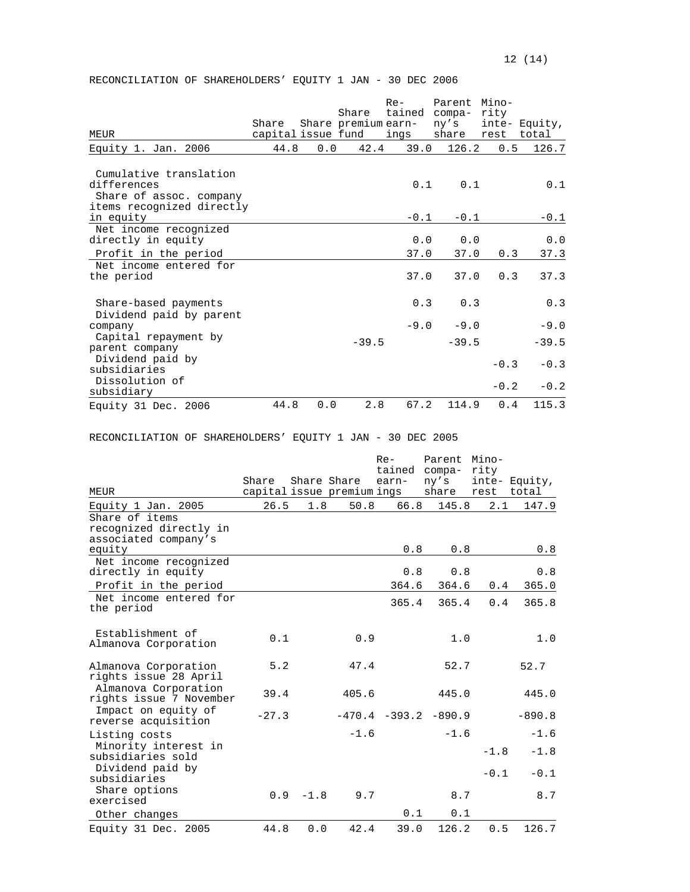RECONCILIATION OF SHAREHOLDERS' EQUITY 1 JAN - 30 DEC 2006

| MEUR | Share capital | Share issue | Share premium fund | Re-tained earn-ings | Parent compa-ny's share | Mino-rity inte-rest | Equity, total |
|---|---|---|---|---|---|---|---|
| Equity 1. Jan. 2006 | 44.8 | 0.0 | 42.4 | 39.0 | 126.2 | 0.5 | 126.7 |
| Cumulative translation differences | | | | 0.1 | 0.1 | | 0.1 |
| Share of assoc. company items recognized directly in equity | | | | -0.1 | -0.1 | | -0.1 |
| Net income recognized directly in equity | | | | 0.0 | 0.0 | | 0.0 |
| Profit in the period | | | | 37.0 | 37.0 | 0.3 | 37.3 |
| Net income entered for the period | | | | 37.0 | 37.0 | 0.3 | 37.3 |
| Share-based payments | | | | 0.3 | 0.3 | | 0.3 |
| Dividend paid by parent company | | | | -9.0 | -9.0 | | -9.0 |
| Capital repayment by parent company | | | -39.5 | | -39.5 | | -39.5 |
| Dividend paid by subsidiaries | | | | | | -0.3 | -0.3 |
| Dissolution of subsidiary | | | | | | -0.2 | -0.2 |
| Equity 31 Dec. 2006 | 44.8 | 0.0 | 2.8 | 67.2 | 114.9 | 0.4 | 115.3 |

RECONCILIATION OF SHAREHOLDERS' EQUITY 1 JAN - 30 DEC 2005

| MEUR | Share capital | Share issue | Share premium | Re-tained earn-ings | Parent compa-ny's share | Mino-rity inte-rest | Equity, total |
|---|---|---|---|---|---|---|---|
| Equity 1 Jan. 2005 | 26.5 | 1.8 | 50.8 | 66.8 | 145.8 | 2.1 | 147.9 |
| Share of items recognized directly in associated company's equity | | | | 0.8 | 0.8 | | 0.8 |
| Net income recognized directly in equity | | | | 0.8 | 0.8 | | 0.8 |
| Profit in the period | | | | 364.6 | 364.6 | 0.4 | 365.0 |
| Net income entered for the period | | | | 365.4 | 365.4 | 0.4 | 365.8 |
| Establishment of Almanova Corporation | 0.1 | | 0.9 | | 1.0 | | 1.0 |
| Almanova Corporation rights issue 28 April | 5.2 | | 47.4 | | 52.7 | | 52.7 |
| Almanova Corporation rights issue 7 November | 39.4 | | 405.6 | | 445.0 | | 445.0 |
| Impact on equity of reverse acquisition | -27.3 | | -470.4 | -393.2 | -890.9 | | -890.8 |
| Listing costs | | | -1.6 | | -1.6 | | -1.6 |
| Minority interest in subsidiaries sold | | | | | | -1.8 | -1.8 |
| Dividend paid by subsidiaries | | | | | | -0.1 | -0.1 |
| Share options exercised | 0.9 | -1.8 | 9.7 | | 8.7 | | 8.7 |
| Other changes | | | | 0.1 | 0.1 | | |
| Equity 31 Dec. 2005 | 44.8 | 0.0 | 42.4 | 39.0 | 126.2 | 0.5 | 126.7 |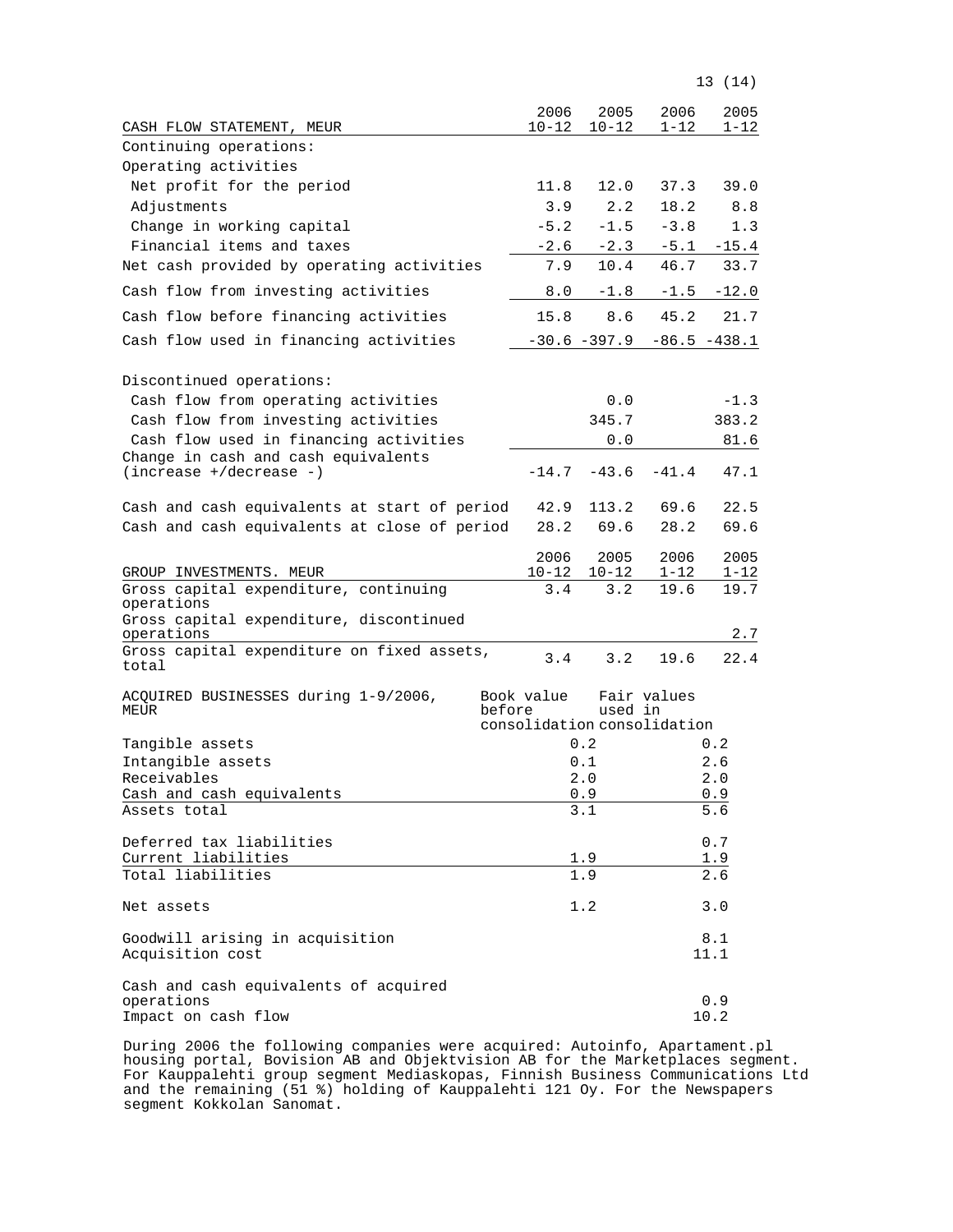| CASH FLOW STATEMENT, MEUR | 2006 10-12 | 2005 10-12 | 2006 1-12 | 2005 1-12 |
|---|---|---|---|---|
| Continuing operations: | | | | |
| Operating activities | | | | |
| Net profit for the period | 11.8 | 12.0 | 37.3 | 39.0 |
| Adjustments | 3.9 | 2.2 | 18.2 | 8.8 |
| Change in working capital | -5.2 | -1.5 | -3.8 | 1.3 |
| Financial items and taxes | -2.6 | -2.3 | -5.1 | -15.4 |
| Net cash provided by operating activities | 7.9 | 10.4 | 46.7 | 33.7 |
| Cash flow from investing activities | 8.0 | -1.8 | -1.5 | -12.0 |
| Cash flow before financing activities | 15.8 | 8.6 | 45.2 | 21.7 |
| Cash flow used in financing activities | -30.6 | -397.9 | -86.5 | -438.1 |
| | | | | |
| Discontinued operations: | | | | |
| Cash flow from operating activities | | 0.0 | | -1.3 |
| Cash flow from investing activities | | 345.7 | | 383.2 |
| Cash flow used in financing activities | | 0.0 | | 81.6 |
| Change in cash and cash equivalents (increase +/decrease -) | -14.7 | -43.6 | -41.4 | 47.1 |
| | | | | |
| Cash and cash equivalents at start of period | 42.9 | 113.2 | 69.6 | 22.5 |
| Cash and cash equivalents at close of period | 28.2 | 69.6 | 28.2 | 69.6 |

| GROUP INVESTMENTS. MEUR | 2006 10-12 | 2005 10-12 | 2006 1-12 | 2005 1-12 |
|---|---|---|---|---|
| Gross capital expenditure, continuing operations | 3.4 | 3.2 | 19.6 | 19.7 |
| Gross capital expenditure, discontinued operations | | | | 2.7 |
| Gross capital expenditure on fixed assets, total | 3.4 | 3.2 | 19.6 | 22.4 |

| ACQUIRED BUSINESSES during 1-9/2006, MEUR | Book value before consolidation | Fair values used in consolidation |
|---|---|---|
| Tangible assets | 0.2 | 0.2 |
| Intangible assets | 0.1 | 2.6 |
| Receivables | 2.0 | 2.0 |
| Cash and cash equivalents | 0.9 | 0.9 |
| Assets total | 3.1 | 5.6 |
| | | |
| Deferred tax liabilities | | 0.7 |
| Current liabilities | 1.9 | 1.9 |
| Total liabilities | 1.9 | 2.6 |
| | | |
| Net assets | 1.2 | 3.0 |
| | | |
| Goodwill arising in acquisition | | 8.1 |
| Acquisition cost | | 11.1 |
| | | |
| Cash and cash equivalents of acquired operations | | 0.9 |
| Impact on cash flow | | 10.2 |

During 2006 the following companies were acquired: Autoinfo, Apartament.pl housing portal, Bovision AB and Objektvision AB for the Marketplaces segment. For Kauppalehti group segment Mediaskopas, Finnish Business Communications Ltd and the remaining (51 %) holding of Kauppalehti 121 Oy. For the Newspapers segment Kokkolan Sanomat.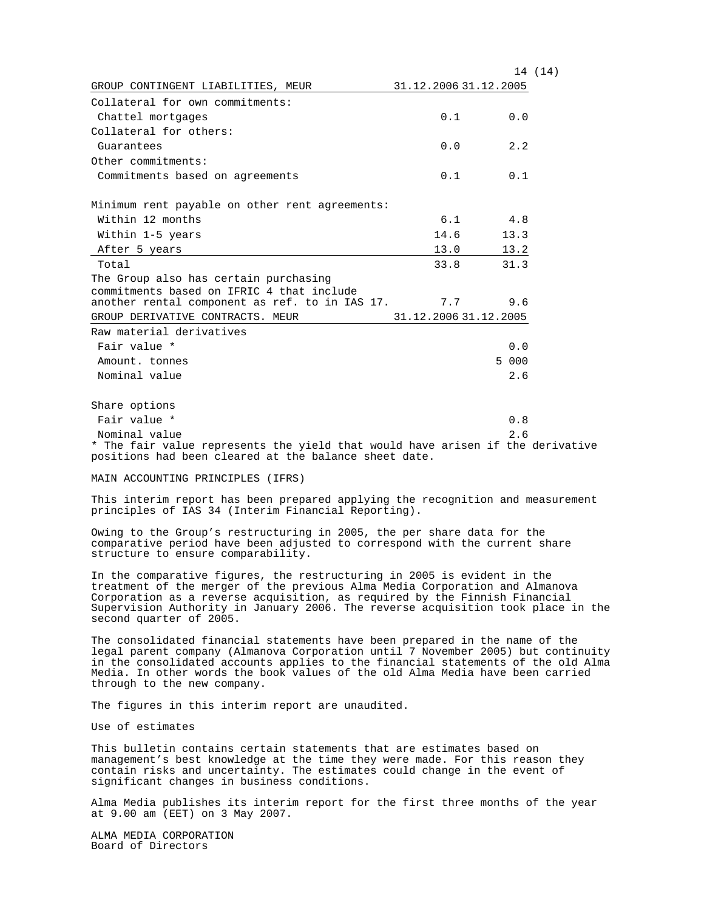| GROUP CONTINGENT LIABILITIES, MEUR | 31.12.2006 | 31.12.2005 |
|---|---|---|
| Collateral for own commitments: | | |
| Chattel mortgages | 0.1 | 0.0 |
| Collateral for others: | | |
| Guarantees | 0.0 | 2.2 |
| Other commitments: | | |
| Commitments based on agreements | 0.1 | 0.1 |
| | | |
| Minimum rent payable on other rent agreements: | | |
| Within 12 months | 6.1 | 4.8 |
| Within 1-5 years | 14.6 | 13.3 |
| After 5 years | 13.0 | 13.2 |
| Total | 33.8 | 31.3 |
| The Group also has certain purchasing commitments based on IFRIC 4 that include another rental component as ref. to in IAS 17. | 7.7 | 9.6 |

| GROUP DERIVATIVE CONTRACTS. MEUR | 31.12.2006 | 31.12.2005 |
|---|---|---|
| Raw material derivatives | | |
| Fair value * | | 0.0 |
| Amount. tonnes | | 5 000 |
| Nominal value | | 2.6 |
| | | |
| Share options | | |
| Fair value * | | 0.8 |
| Nominal value | | 2.6 |

* The fair value represents the yield that would have arisen if the derivative positions had been cleared at the balance sheet date.

MAIN ACCOUNTING PRINCIPLES (IFRS)

This interim report has been prepared applying the recognition and measurement principles of IAS 34 (Interim Financial Reporting).

Owing to the Group's restructuring in 2005, the per share data for the comparative period have been adjusted to correspond with the current share structure to ensure comparability.

In the comparative figures, the restructuring in 2005 is evident in the treatment of the merger of the previous Alma Media Corporation and Almanova Corporation as a reverse acquisition, as required by the Finnish Financial Supervision Authority in January 2006. The reverse acquisition took place in the second quarter of 2005.

The consolidated financial statements have been prepared in the name of the legal parent company (Almanova Corporation until 7 November 2005) but continuity in the consolidated accounts applies to the financial statements of the old Alma Media. In other words the book values of the old Alma Media have been carried through to the new company.

The figures in this interim report are unaudited.

Use of estimates

This bulletin contains certain statements that are estimates based on management's best knowledge at the time they were made. For this reason they contain risks and uncertainty. The estimates could change in the event of significant changes in business conditions.

Alma Media publishes its interim report for the first three months of the year at 9.00 am (EET) on 3 May 2007.

ALMA MEDIA CORPORATION
Board of Directors